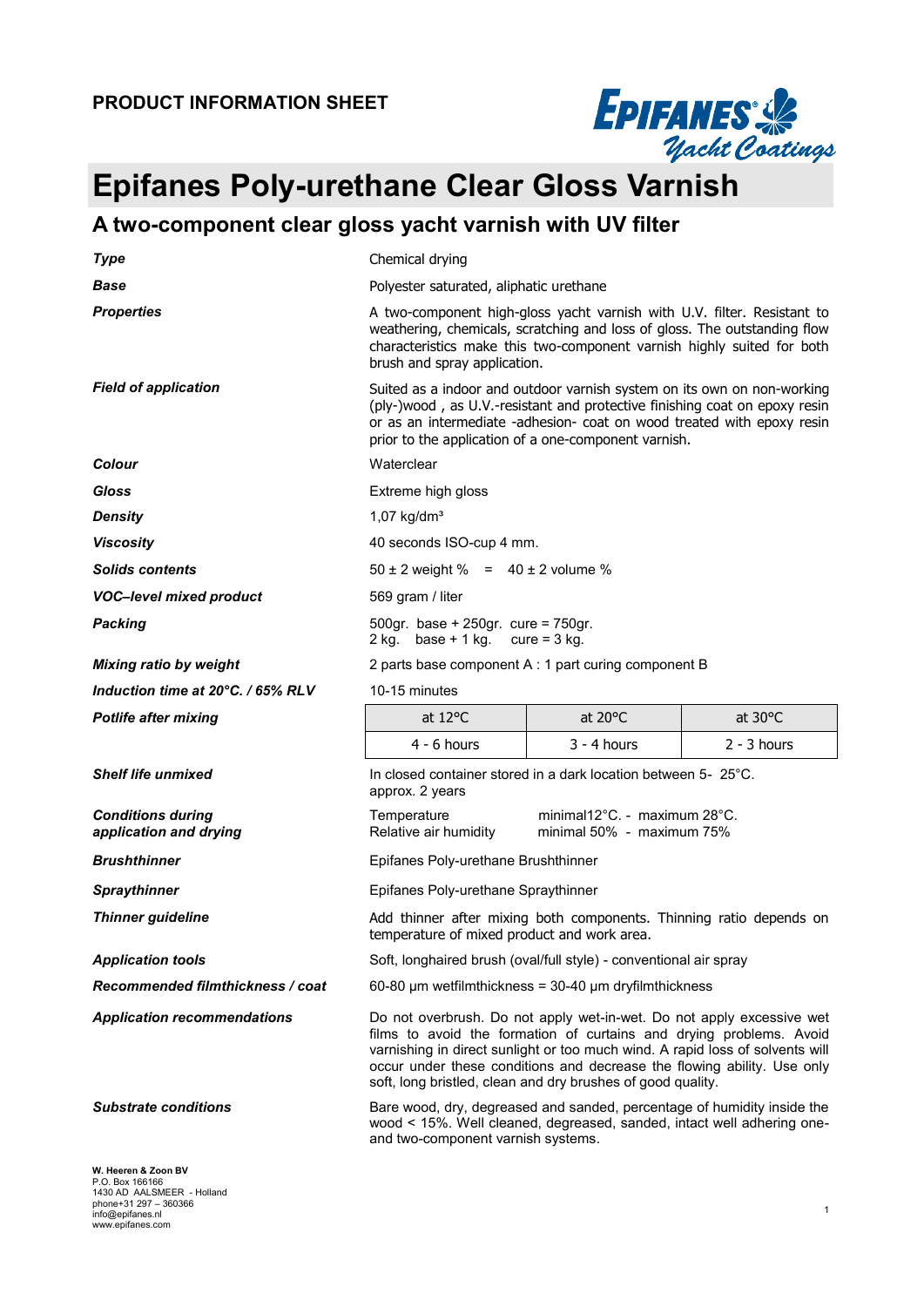**PRODUCT INFORMATION SHEET**

# Epifanes Poly-urethane Clear Gloss Varnish

## A two-component clear gloss yacht varnish with UV filter

| | |
|---|---|
| ***Type*** | Chemical drying |
| ***Base*** | Polyester saturated, aliphatic urethane |
| ***Properties*** | A two-component high-gloss yacht varnish with U.V. filter. Resistant to weathering, chemicals, scratching and loss of gloss. The outstanding flow characteristics make this two-component varnish highly suited for both brush and spray application. |
| ***Field of application*** | Suited as a indoor and outdoor varnish system on its own on non-working (ply-)wood , as U.V.-resistant and protective finishing coat on epoxy resin or as an intermediate -adhesion- coat on wood treated with epoxy resin prior to the application of a one-component varnish. |
| ***Colour*** | Waterclear |
| ***Gloss*** | Extreme high gloss |
| ***Density*** | 1,07 kg/dm³ |
| ***Viscosity*** | 40 seconds ISO-cup 4 mm. |
| ***Solids contents*** | 50 ± 2 weight % = 40 ± 2 volume % |
| ***VOC–level mixed product*** | 569 gram / liter |
| ***Packing*** | 500gr. base + 250gr. cure = 750gr.<br>2 kg. base + 1 kg. cure = 3 kg. |
| ***Mixing ratio by weight*** | 2 parts base component A : 1 part curing component B |
| ***Induction time at 20°C. / 65% RLV*** | 10-15 minutes |

***Potlife after mixing***

| at 12°C | at 20°C | at 30°C |
|---|---|---|
| 4 - 6 hours | 3 - 4 hours | 2 - 3 hours |

| | |
|---|---|
| ***Shelf life unmixed*** | In closed container stored in a dark location between 5- 25°C. approx. 2 years |
| ***Conditions during application and drying*** | Temperature minimal12°C. - maximum 28°C.<br>Relative air humidity minimal 50% - maximum 75% |
| ***Brushthinner*** | Epifanes Poly-urethane Brushthinner |
| ***Spraythinner*** | Epifanes Poly-urethane Spraythinner |
| ***Thinner guideline*** | Add thinner after mixing both components. Thinning ratio depends on temperature of mixed product and work area. |
| ***Application tools*** | Soft, longhaired brush (oval/full style) - conventional air spray |
| ***Recommended filmthickness / coat*** | 60-80 µm wetfilmthickness = 30-40 µm dryfilmthickness |
| ***Application recommendations*** | Do not overbrush. Do not apply wet-in-wet. Do not apply excessive wet films to avoid the formation of curtains and drying problems. Avoid varnishing in direct sunlight or too much wind. A rapid loss of solvents will occur under these conditions and decrease the flowing ability. Use only soft, long bristled, clean and dry brushes of good quality. |
| ***Substrate conditions*** | Bare wood, dry, degreased and sanded, percentage of humidity inside the wood < 15%. Well cleaned, degreased, sanded, intact well adhering one- and two-component varnish systems. |

**W. Heeren & Zoon BV**
P.O. Box 166166
1430 AD AALSMEER - Holland
phone+31 297 – 360366
info@epifanes.nl
www.epifanes.com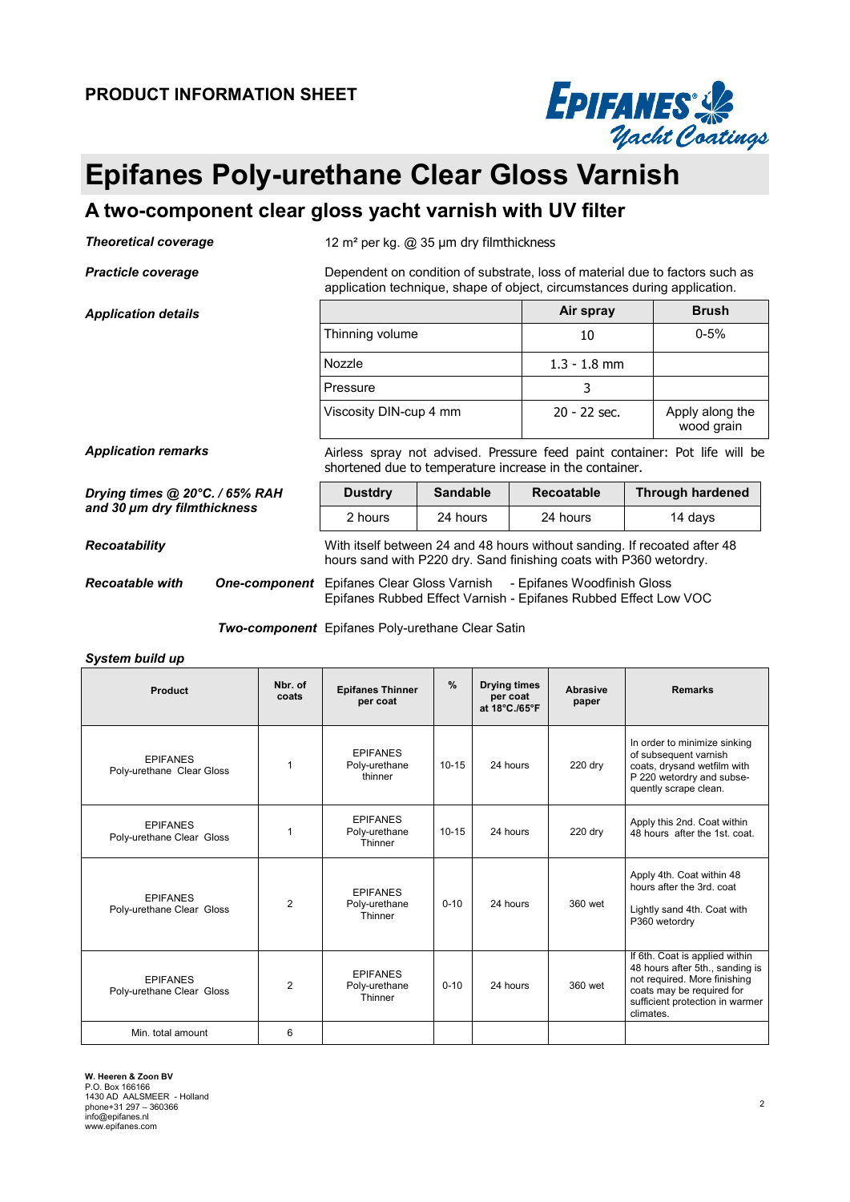**PRODUCT INFORMATION SHEET**

# Epifanes Poly-urethane Clear Gloss Varnish

## A two-component clear gloss yacht varnish with UV filter

***Theoretical coverage***

12 m² per kg. @ 35 µm dry filmthickness

***Practicle coverage***

Dependent on condition of substrate, loss of material due to factors such as application technique, shape of object, circumstances during application.

***Application details***

| | Air spray | Brush |
|---|---|---|
| Thinning volume | 10 | 0-5% |
| Nozzle | 1.3 - 1.8 mm | |
| Pressure | 3 | |
| Viscosity DIN-cup 4 mm | 20 - 22 sec. | Apply along the wood grain |

***Application remarks***

Airless spray not advised. Pressure feed paint container: Pot life will be shortened due to temperature increase in the container.

***Drying times @ 20°C. / 65% RAH and 30 µm dry filmthickness***

| Dustdry | Sandable | Recoatable | Through hardened |
|---|---|---|---|
| 2 hours | 24 hours | 24 hours | 14 days |

***Recoatability***

With itself between 24 and 48 hours without sanding. If recoated after 48 hours sand with P220 dry. Sand finishing coats with P360 wetordry.

***Recoatable with***

***One-component*** Epifanes Clear Gloss Varnish - Epifanes Woodfinish Gloss
Epifanes Rubbed Effect Varnish - Epifanes Rubbed Effect Low VOC

***Two-component*** Epifanes Poly-urethane Clear Satin

***System build up***

| Product | Nbr. of coats | Epifanes Thinner per coat | % | Drying times per coat at 18°C./65°F | Abrasive paper | Remarks |
|---|---|---|---|---|---|---|
| EPIFANES Poly-urethane Clear Gloss | 1 | EPIFANES Poly-urethane thinner | 10-15 | 24 hours | 220 dry | In order to minimize sinking of subsequent varnish coats, drysand wetfilm with P 220 wetordry and subsequently scrape clean. |
| EPIFANES Poly-urethane Clear Gloss | 1 | EPIFANES Poly-urethane Thinner | 10-15 | 24 hours | 220 dry | Apply this 2nd. Coat within 48 hours after the 1st. coat. |
| EPIFANES Poly-urethane Clear Gloss | 2 | EPIFANES Poly-urethane Thinner | 0-10 | 24 hours | 360 wet | Apply 4th. Coat within 48 hours after the 3rd. coat<br><br>Lightly sand 4th. Coat with P360 wetordry |
| EPIFANES Poly-urethane Clear Gloss | 2 | EPIFANES Poly-urethane Thinner | 0-10 | 24 hours | 360 wet | If 6th. Coat is applied within 48 hours after 5th., sanding is not required. More finishing coats may be required for sufficient protection in warmer climates. |
| Min. total amount | 6 | | | | | |

**W. Heeren & Zoon BV**
P.O. Box 166166
1430 AD AALSMEER - Holland
phone+31 297 – 360366
info@epifanes.nl
www.epifanes.com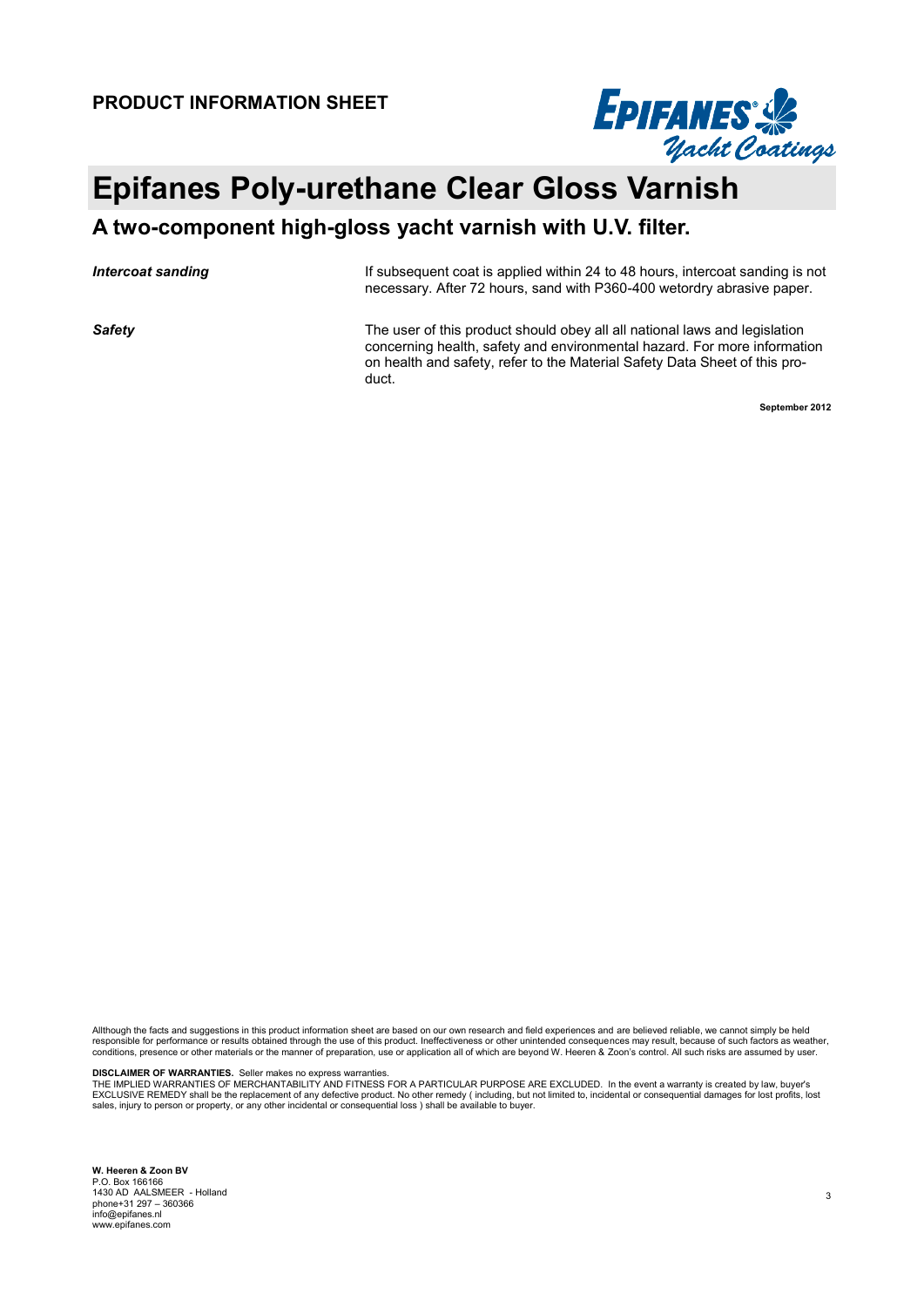**PRODUCT INFORMATION SHEET**

# Epifanes Poly-urethane Clear Gloss Varnish

## A two-component high-gloss yacht varnish with U.V. filter.

| | |
|---|---|
| ***Intercoat sanding*** | If subsequent coat is applied within 24 to 48 hours, intercoat sanding is not necessary. After 72 hours, sand with P360-400 wetordry abrasive paper. |
| ***Safety*** | The user of this product should obey all all national laws and legislation concerning health, safety and environmental hazard. For more information on health and safety, refer to the Material Safety Data Sheet of this product. |

**September 2012**

Allthough the facts and suggestions in this product information sheet are based on our own research and field experiences and are believed reliable, we cannot simply be held responsible for performance or results obtained through the use of this product. Ineffectiveness or other unintended consequences may result, because of such factors as weather, conditions, presence or other materials or the manner of preparation, use or application all of which are beyond W. Heeren & Zoon's control. All such risks are assumed by user.

**DISCLAIMER OF WARRANTIES.** Seller makes no express warranties.
THE IMPLIED WARRANTIES OF MERCHANTABILITY AND FITNESS FOR A PARTICULAR PURPOSE ARE EXCLUDED. In the event a warranty is created by law, buyer's EXCLUSIVE REMEDY shall be the replacement of any defective product. No other remedy ( including, but not limited to, incidental or consequential damages for lost profits, lost sales, injury to person or property, or any other incidental or consequential loss ) shall be available to buyer.

**W. Heeren & Zoon BV**
P.O. Box 166166
1430 AD AALSMEER - Holland
phone+31 297 – 360366
info@epifanes.nl
www.epifanes.com